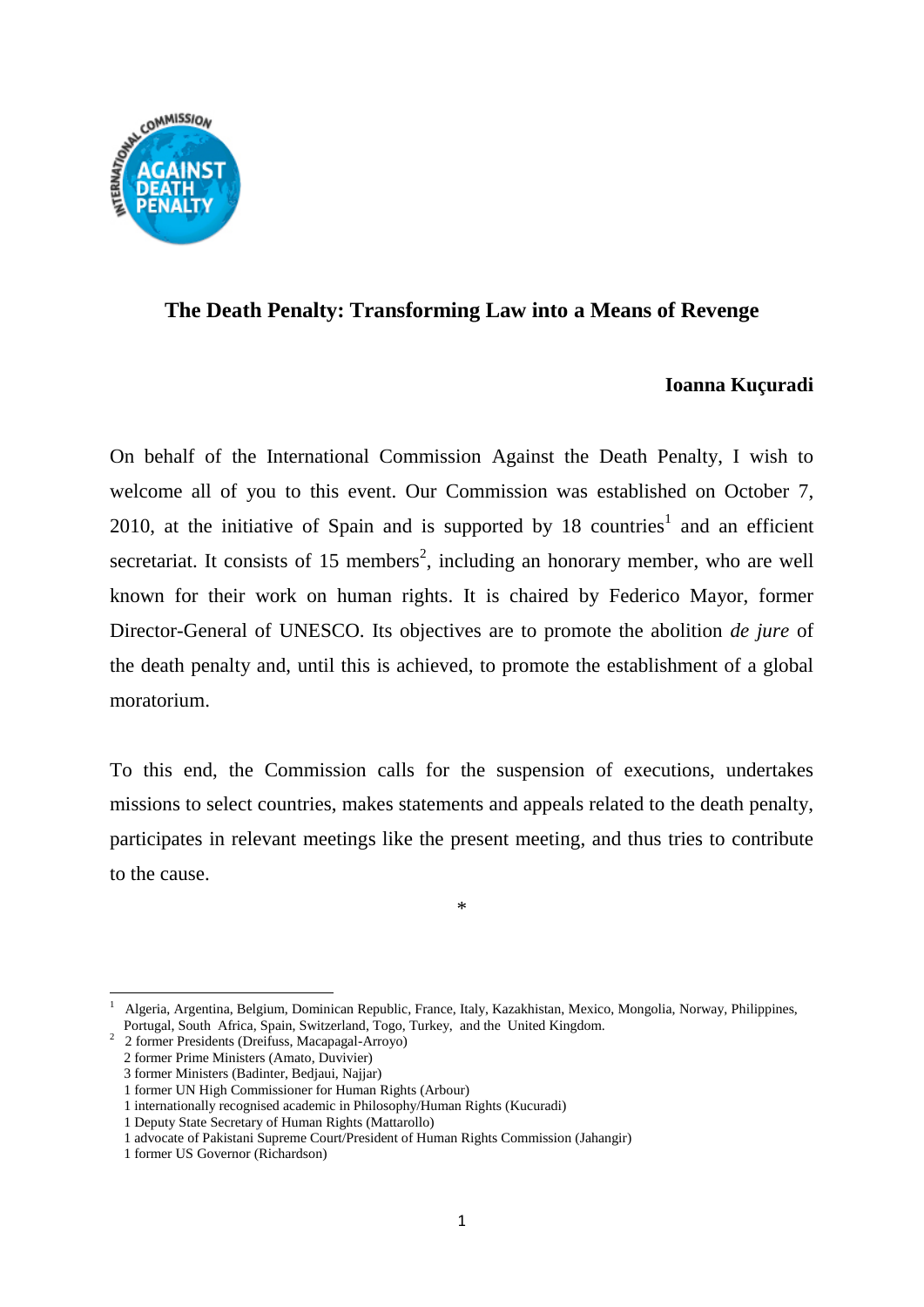# The Death Penalty: Transforming Law into a Means of Revenge

**Ioanna Kuçuradi**

On behalf of the International Commission Against the Death Penalty, I wish to welcome all of you to this event. Our Commission was established on October 7, 2010, at the initiative of Spain and is supported by 18 countries[1] and an efficient secretariat. It consists of 15 members[2], including an honorary member, who are well known for their work on human rights. It is chaired by Federico Mayor, former Director-General of UNESCO. Its objectives are to promote the abolition *de jure* of the death penalty and, until this is achieved, to promote the establishment of a global moratorium.

To this end, the Commission calls for the suspension of executions, undertakes missions to select countries, makes statements and appeals related to the death penalty, participates in relevant meetings like the present meeting, and thus tries to contribute to the cause.

\*

---

[1] Algeria, Argentina, Belgium, Dominican Republic, France, Italy, Kazakhistan, Mexico, Mongolia, Norway, Philippines, Portugal, South Africa, Spain, Switzerland, Togo, Turkey, and the United Kingdom.

[2] 2 former Presidents (Dreifuss, Macapagal-Arroyo)
2 former Prime Ministers (Amato, Duvivier)
3 former Ministers (Badinter, Bedjaui, Najjar)
1 former UN High Commissioner for Human Rights (Arbour)
1 internationally recognised academic in Philosophy/Human Rights (Kucuradi)
1 Deputy State Secretary of Human Rights (Mattarollo)
1 advocate of Pakistani Supreme Court/President of Human Rights Commission (Jahangir)
1 former US Governor (Richardson)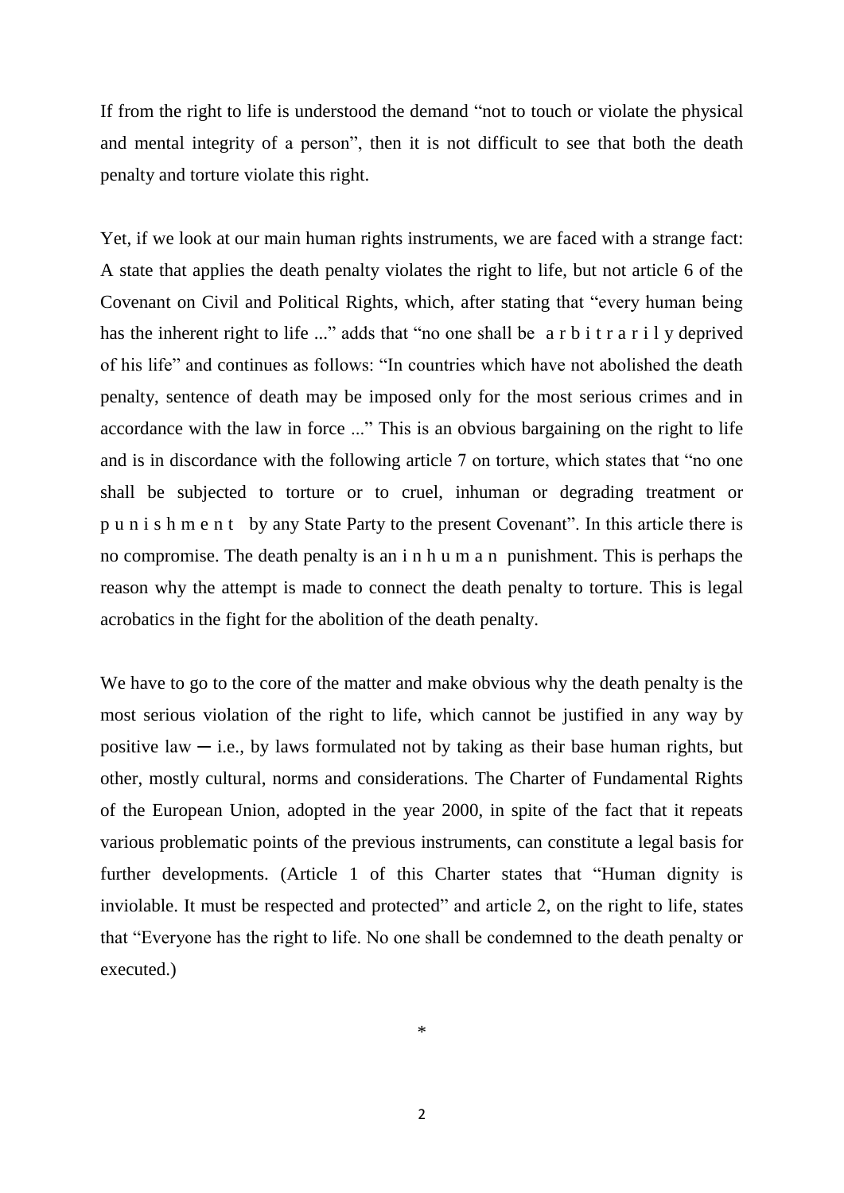If from the right to life is understood the demand "not to touch or violate the physical and mental integrity of a person", then it is not difficult to see that both the death penalty and torture violate this right.

Yet, if we look at our main human rights instruments, we are faced with a strange fact: A state that applies the death penalty violates the right to life, but not article 6 of the Covenant on Civil and Political Rights, which, after stating that "every human being has the inherent right to life ..." adds that "no one shall be a r b i t r a r i l y deprived of his life" and continues as follows: "In countries which have not abolished the death penalty, sentence of death may be imposed only for the most serious crimes and in accordance with the law in force ..." This is an obvious bargaining on the right to life and is in discordance with the following article 7 on torture, which states that "no one shall be subjected to torture or to cruel, inhuman or degrading treatment or p u n i s h m e n t by any State Party to the present Covenant". In this article there is no compromise. The death penalty is an i n h u m a n punishment. This is perhaps the reason why the attempt is made to connect the death penalty to torture. This is legal acrobatics in the fight for the abolition of the death penalty.

We have to go to the core of the matter and make obvious why the death penalty is the most serious violation of the right to life, which cannot be justified in any way by positive law ─ i.e., by laws formulated not by taking as their base human rights, but other, mostly cultural, norms and considerations. The Charter of Fundamental Rights of the European Union, adopted in the year 2000, in spite of the fact that it repeats various problematic points of the previous instruments, can constitute a legal basis for further developments. (Article 1 of this Charter states that "Human dignity is inviolable. It must be respected and protected" and article 2, on the right to life, states that "Everyone has the right to life. No one shall be condemned to the death penalty or executed.)

*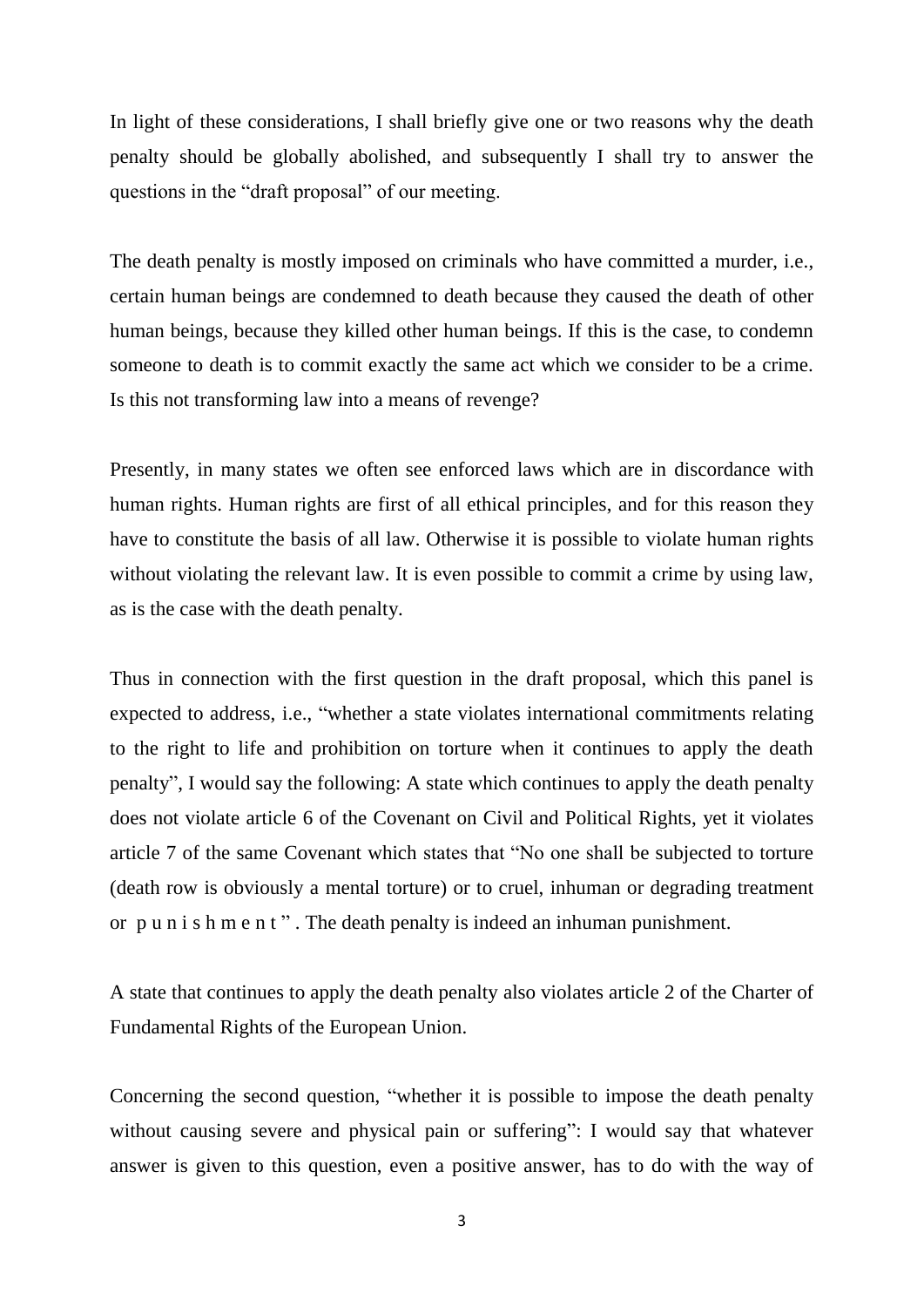In light of these considerations, I shall briefly give one or two reasons why the death penalty should be globally abolished, and subsequently I shall try to answer the questions in the "draft proposal" of our meeting.

The death penalty is mostly imposed on criminals who have committed a murder, i.e., certain human beings are condemned to death because they caused the death of other human beings, because they killed other human beings. If this is the case, to condemn someone to death is to commit exactly the same act which we consider to be a crime. Is this not transforming law into a means of revenge?

Presently, in many states we often see enforced laws which are in discordance with human rights. Human rights are first of all ethical principles, and for this reason they have to constitute the basis of all law. Otherwise it is possible to violate human rights without violating the relevant law. It is even possible to commit a crime by using law, as is the case with the death penalty.

Thus in connection with the first question in the draft proposal, which this panel is expected to address, i.e., "whether a state violates international commitments relating to the right to life and prohibition on torture when it continues to apply the death penalty", I would say the following: A state which continues to apply the death penalty does not violate article 6 of the Covenant on Civil and Political Rights, yet it violates article 7 of the same Covenant which states that "No one shall be subjected to torture (death row is obviously a mental torture) or to cruel, inhuman or degrading treatment or punishment". The death penalty is indeed an inhuman punishment.

A state that continues to apply the death penalty also violates article 2 of the Charter of Fundamental Rights of the European Union.

Concerning the second question, "whether it is possible to impose the death penalty without causing severe and physical pain or suffering": I would say that whatever answer is given to this question, even a positive answer, has to do with the way of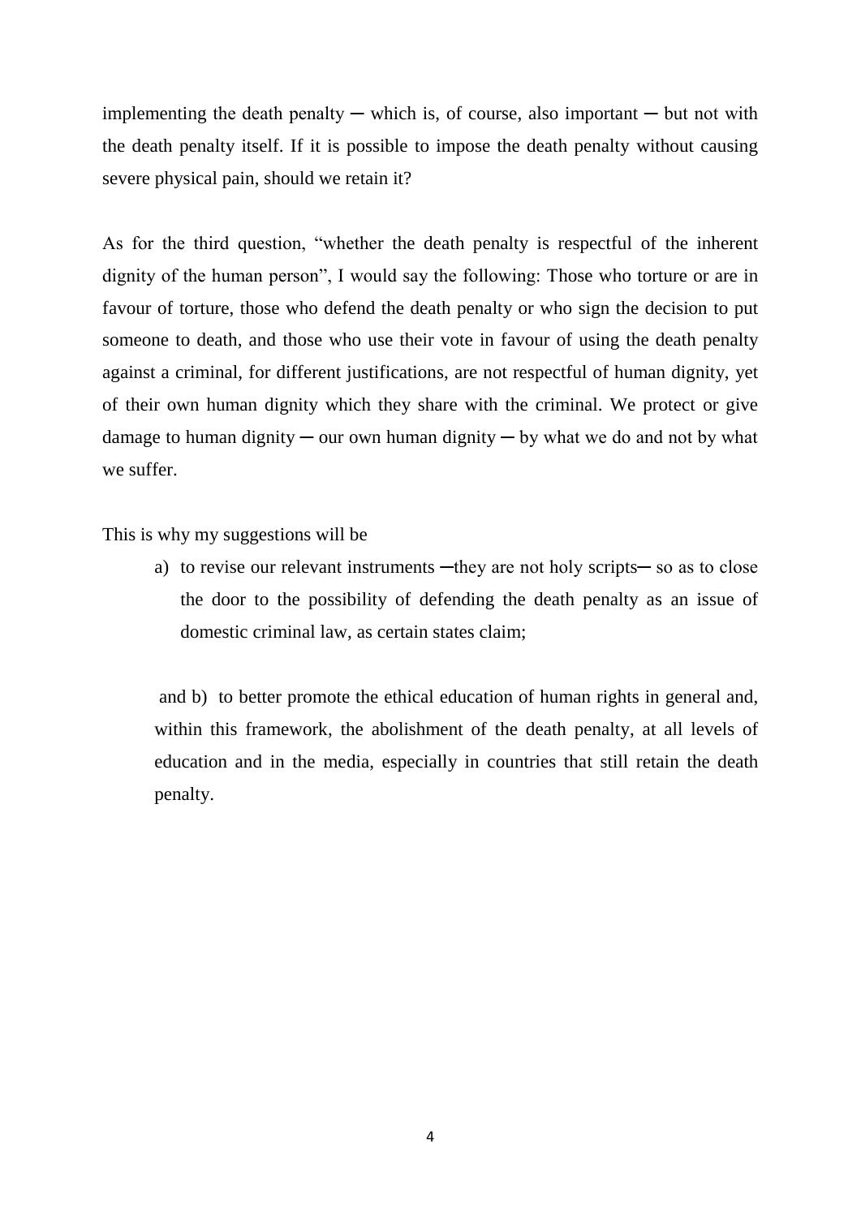implementing the death penalty ─ which is, of course, also important ─ but not with the death penalty itself. If it is possible to impose the death penalty without causing severe physical pain, should we retain it?

As for the third question, "whether the death penalty is respectful of the inherent dignity of the human person", I would say the following: Those who torture or are in favour of torture, those who defend the death penalty or who sign the decision to put someone to death, and those who use their vote in favour of using the death penalty against a criminal, for different justifications, are not respectful of human dignity, yet of their own human dignity which they share with the criminal. We protect or give damage to human dignity ─ our own human dignity ─ by what we do and not by what we suffer.

This is why my suggestions will be

a) to revise our relevant instruments ─they are not holy scripts─ so as to close the door to the possibility of defending the death penalty as an issue of domestic criminal law, as certain states claim;

and b) to better promote the ethical education of human rights in general and, within this framework, the abolishment of the death penalty, at all levels of education and in the media, especially in countries that still retain the death penalty.